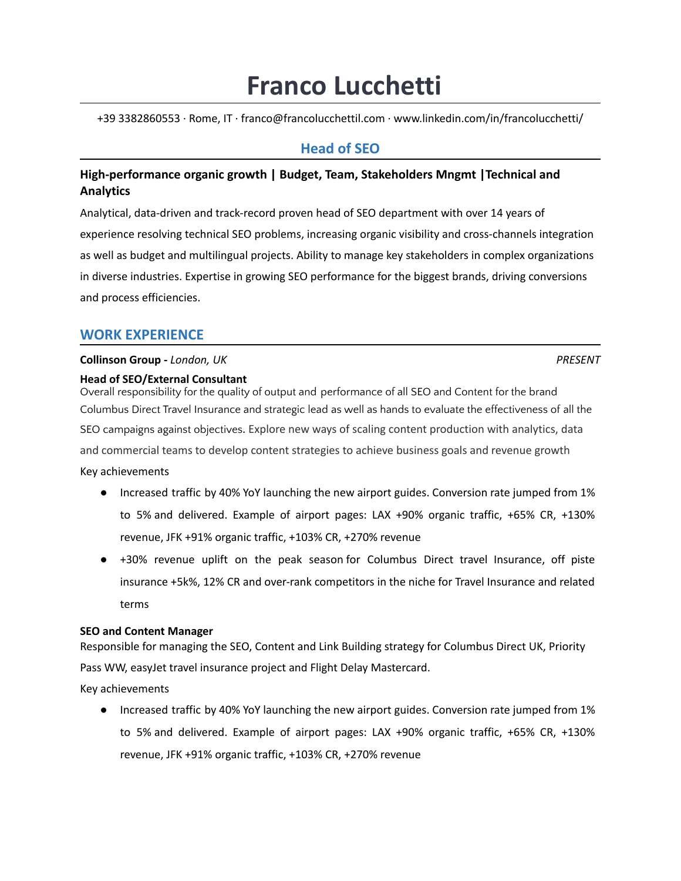# Franco Lucchetti

+39 3382860553 · Rome, IT · franco@francolucchettil.com · www.linkedin.com/in/francolucchetti/

## Head of SEO

### High-performance organic growth | Budget, Team, Stakeholders Mngmt |Technical and Analytics

Analytical, data-driven and track-record proven head of SEO department with over 14 years of experience resolving technical SEO problems, increasing organic visibility and cross-channels integration as well as budget and multilingual projects. Ability to manage key stakeholders in complex organizations in diverse industries. Expertise in growing SEO performance for the biggest brands, driving conversions and process efficiencies.

## WORK EXPERIENCE

**Collinson Group -** *London, UK* *PRESENT*

**Head of SEO/External Consultant**

Overall responsibility for the quality of output and performance of all SEO and Content for the brand Columbus Direct Travel Insurance and strategic lead as well as hands to evaluate the effectiveness of all the SEO campaigns against objectives. Explore new ways of scaling content production with analytics, data and commercial teams to develop content strategies to achieve business goals and revenue growth

Key achievements

- Increased traffic by 40% YoY launching the new airport guides. Conversion rate jumped from 1% to 5% and delivered. Example of airport pages: LAX +90% organic traffic, +65% CR, +130% revenue, JFK +91% organic traffic, +103% CR, +270% revenue
- +30% revenue uplift on the peak season for Columbus Direct travel Insurance, off piste insurance +5k%, 12% CR and over-rank competitors in the niche for Travel Insurance and related terms

**SEO and Content Manager**

Responsible for managing the SEO, Content and Link Building strategy for Columbus Direct UK, Priority Pass WW, easyJet travel insurance project and Flight Delay Mastercard.

Key achievements

- Increased traffic by 40% YoY launching the new airport guides. Conversion rate jumped from 1% to 5% and delivered. Example of airport pages: LAX +90% organic traffic, +65% CR, +130% revenue, JFK +91% organic traffic, +103% CR, +270% revenue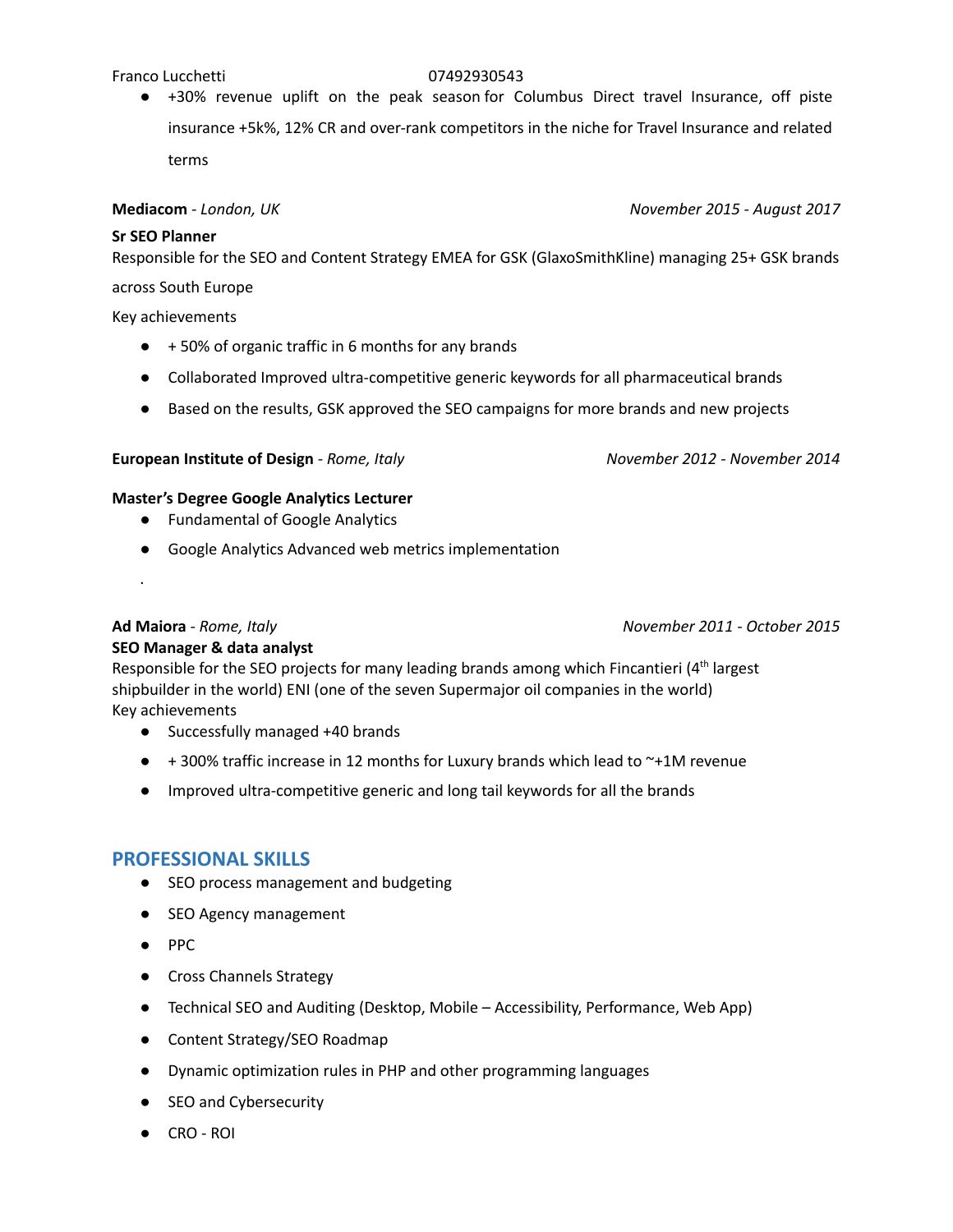- +30% revenue uplift on the peak season for Columbus Direct travel Insurance, off piste insurance +5k%, 12% CR and over-rank competitors in the niche for Travel Insurance and related terms

**Mediacom** - *London, UK* *November 2015 - August 2017*

**Sr SEO Planner**

Responsible for the SEO and Content Strategy EMEA for GSK (GlaxoSmithKline) managing 25+ GSK brands across South Europe

Key achievements

- + 50% of organic traffic in 6 months for any brands
- Collaborated Improved ultra-competitive generic keywords for all pharmaceutical brands
- Based on the results, GSK approved the SEO campaigns for more brands and new projects

**European Institute of Design** - *Rome, Italy* *November 2012 - November 2014*

**Master's Degree Google Analytics Lecturer**

- Fundamental of Google Analytics
- Google Analytics Advanced web metrics implementation

.

**Ad Maiora** - *Rome, Italy* *November 2011 - October 2015*

**SEO Manager & data analyst**

Responsible for the SEO projects for many leading brands among which Fincantieri (4th largest shipbuilder in the world) ENI (one of the seven Supermajor oil companies in the world)

Key achievements

- Successfully managed +40 brands
- + 300% traffic increase in 12 months for Luxury brands which lead to ~+1M revenue
- Improved ultra-competitive generic and long tail keywords for all the brands

## PROFESSIONAL SKILLS

- SEO process management and budgeting
- SEO Agency management
- PPC
- Cross Channels Strategy
- Technical SEO and Auditing (Desktop, Mobile – Accessibility, Performance, Web App)
- Content Strategy/SEO Roadmap
- Dynamic optimization rules in PHP and other programming languages
- SEO and Cybersecurity
- CRO - ROI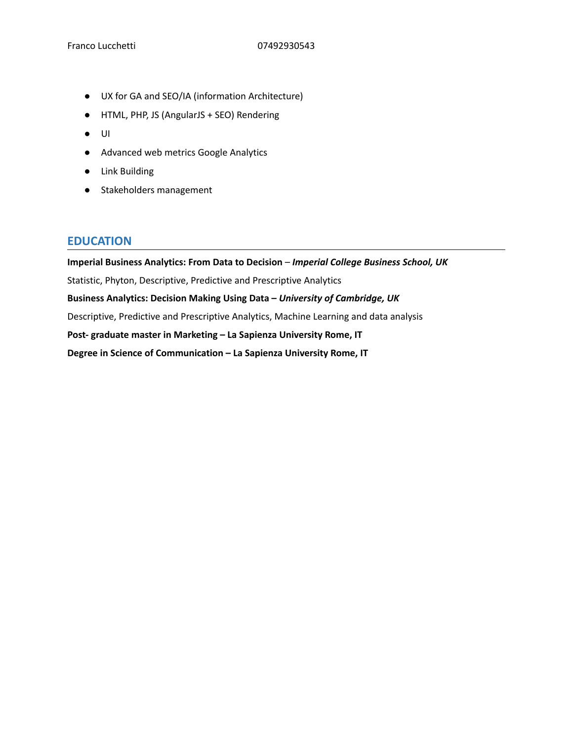- UX for GA and SEO/IA (information Architecture)
- HTML, PHP, JS (AngularJS + SEO) Rendering
- UI
- Advanced web metrics Google Analytics
- Link Building
- Stakeholders management

## EDUCATION

**Imperial Business Analytics: From Data to Decision** – ***Imperial College Business School, UK***

Statistic, Phyton, Descriptive, Predictive and Prescriptive Analytics

**Business Analytics: Decision Making Using Data –** ***University of Cambridge, UK***

Descriptive, Predictive and Prescriptive Analytics, Machine Learning and data analysis

**Post- graduate master in Marketing – La Sapienza University Rome, IT**

**Degree in Science of Communication – La Sapienza University Rome, IT**